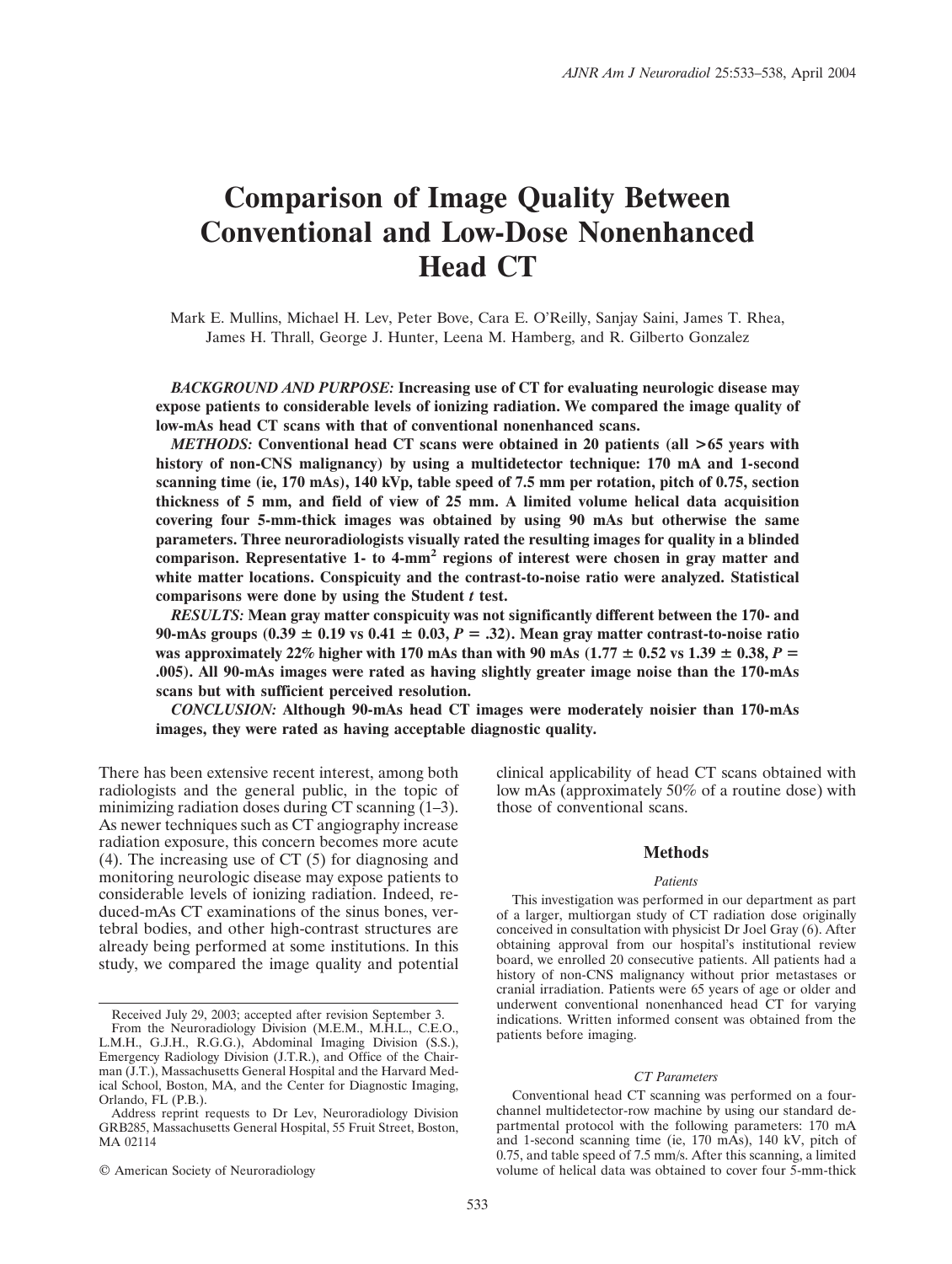# Comparison of Image Quality Between Conventional and Low-Dose Nonenhanced Head CT

Mark E. Mullins, Michael H. Lev, Peter Bove, Cara E. O'Reilly, Sanjay Saini, James T. Rhea, James H. Thrall, George J. Hunter, Leena M. Hamberg, and R. Gilberto Gonzalez

***BACKGROUND AND PURPOSE:*** **Increasing use of CT for evaluating neurologic disease may expose patients to considerable levels of ionizing radiation. We compared the image quality of low-mAs head CT scans with that of conventional nonenhanced scans.**

***METHODS:*** **Conventional head CT scans were obtained in 20 patients (all >65 years with history of non-CNS malignancy) by using a multidetector technique: 170 mA and 1-second scanning time (ie, 170 mAs), 140 kVp, table speed of 7.5 mm per rotation, pitch of 0.75, section thickness of 5 mm, and field of view of 25 mm. A limited volume helical data acquisition covering four 5-mm-thick images was obtained by using 90 mAs but otherwise the same parameters. Three neuroradiologists visually rated the resulting images for quality in a blinded comparison. Representative 1- to 4-mm$^2$ regions of interest were chosen in gray matter and white matter locations. Conspicuity and the contrast-to-noise ratio were analyzed. Statistical comparisons were done by using the Student *t* test.**

***RESULTS:*** **Mean gray matter conspicuity was not significantly different between the 170- and 90-mAs groups (0.39 ± 0.19 vs 0.41 ± 0.03, *P* = .32). Mean gray matter contrast-to-noise ratio was approximately 22% higher with 170 mAs than with 90 mAs (1.77 ± 0.52 vs 1.39 ± 0.38, *P* = .005). All 90-mAs images were rated as having slightly greater image noise than the 170-mAs scans but with sufficient perceived resolution.**

***CONCLUSION:*** **Although 90-mAs head CT images were moderately noisier than 170-mAs images, they were rated as having acceptable diagnostic quality.**

There has been extensive recent interest, among both radiologists and the general public, in the topic of minimizing radiation doses during CT scanning (1–3). As newer techniques such as CT angiography increase radiation exposure, this concern becomes more acute (4). The increasing use of CT (5) for diagnosing and monitoring neurologic disease may expose patients to considerable levels of ionizing radiation. Indeed, reduced-mAs CT examinations of the sinus bones, vertebral bodies, and other high-contrast structures are already being performed at some institutions. In this study, we compared the image quality and potential clinical applicability of head CT scans obtained with low mAs (approximately 50% of a routine dose) with those of conventional scans.

## Methods

### *Patients*

This investigation was performed in our department as part of a larger, multiorgan study of CT radiation dose originally conceived in consultation with physicist Dr Joel Gray (6). After obtaining approval from our hospital's institutional review board, we enrolled 20 consecutive patients. All patients had a history of non-CNS malignancy without prior metastases or cranial irradiation. Patients were 65 years of age or older and underwent conventional nonenhanced head CT for varying indications. Written informed consent was obtained from the patients before imaging.

### *CT Parameters*

Conventional head CT scanning was performed on a four-channel multidetector-row machine by using our standard departmental protocol with the following parameters: 170 mA and 1-second scanning time (ie, 170 mAs), 140 kV, pitch of 0.75, and table speed of 7.5 mm/s. After this scanning, a limited volume of helical data was obtained to cover four 5-mm-thick

Received July 29, 2003; accepted after revision September 3.

From the Neuroradiology Division (M.E.M., M.H.L., C.E.O., L.M.H., G.J.H., R.G.G.), Abdominal Imaging Division (S.S.), Emergency Radiology Division (J.T.R.), and Office of the Chairman (J.T.), Massachusetts General Hospital and the Harvard Medical School, Boston, MA, and the Center for Diagnostic Imaging, Orlando, FL (P.B.).

Address reprint requests to Dr Lev, Neuroradiology Division GRB285, Massachusetts General Hospital, 55 Fruit Street, Boston, MA 02114

© American Society of Neuroradiology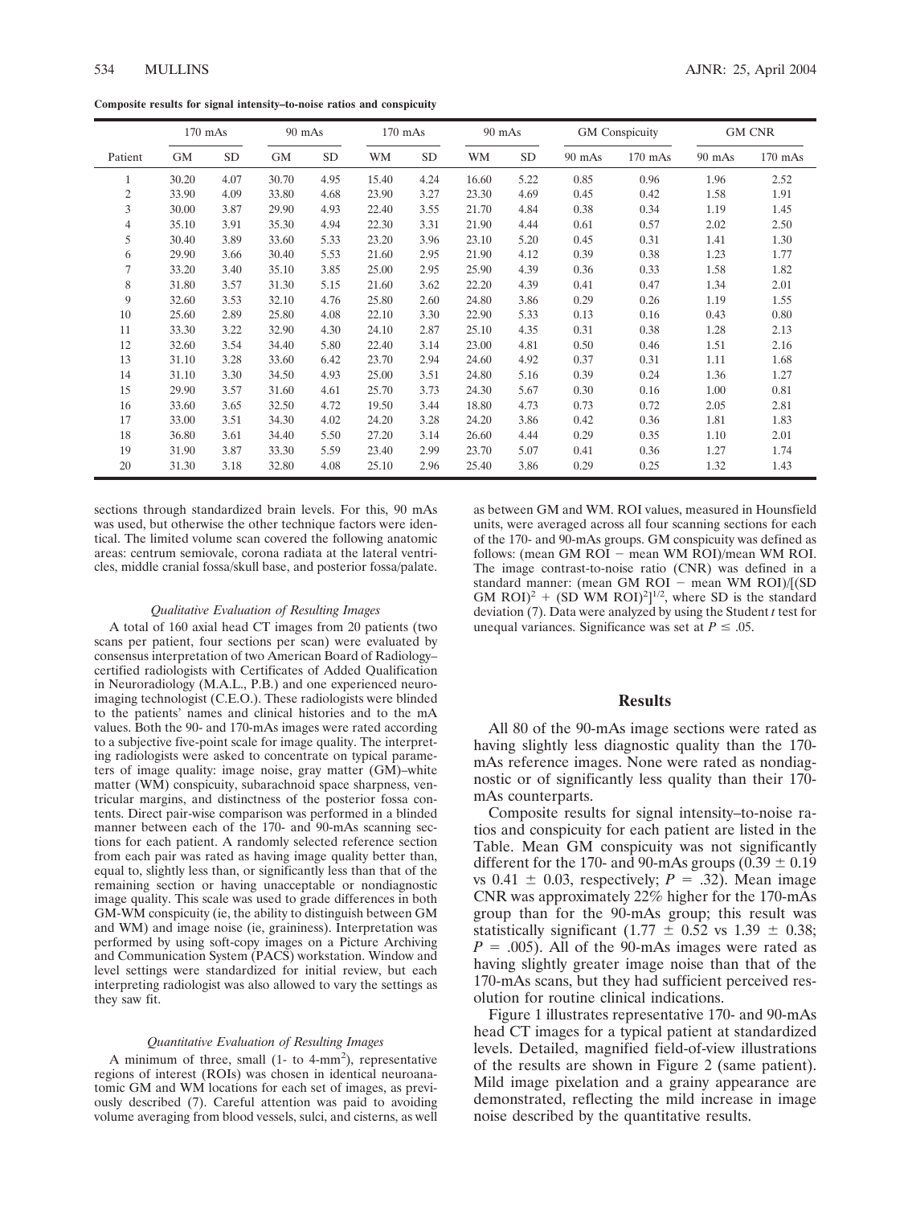**Composite results for signal intensity–to-noise ratios and conspicuity**

| Patient | 170 mAs | | 90 mAs | | 170 mAs | | 90 mAs | | GM Conspicuity | | GM CNR | |
|---|---|---|---|---|---|---|---|---|---|---|---|---|
| | GM | SD | GM | SD | WM | SD | WM | SD | 90 mAs | 170 mAs | 90 mAs | 170 mAs |
| 1 | 30.20 | 4.07 | 30.70 | 4.95 | 15.40 | 4.24 | 16.60 | 5.22 | 0.85 | 0.96 | 1.96 | 2.52 |
| 2 | 33.90 | 4.09 | 33.80 | 4.68 | 23.90 | 3.27 | 23.30 | 4.69 | 0.45 | 0.42 | 1.58 | 1.91 |
| 3 | 30.00 | 3.87 | 29.90 | 4.93 | 22.40 | 3.55 | 21.70 | 4.84 | 0.38 | 0.34 | 1.19 | 1.45 |
| 4 | 35.10 | 3.91 | 35.30 | 4.94 | 22.30 | 3.31 | 21.90 | 4.44 | 0.61 | 0.57 | 2.02 | 2.50 |
| 5 | 30.40 | 3.89 | 33.60 | 5.33 | 23.20 | 3.96 | 23.10 | 5.20 | 0.45 | 0.31 | 1.41 | 1.30 |
| 6 | 29.90 | 3.66 | 30.40 | 5.53 | 21.60 | 2.95 | 21.90 | 4.12 | 0.39 | 0.38 | 1.23 | 1.77 |
| 7 | 33.20 | 3.40 | 35.10 | 3.85 | 25.00 | 2.95 | 25.90 | 4.39 | 0.36 | 0.33 | 1.58 | 1.82 |
| 8 | 31.80 | 3.57 | 31.30 | 5.15 | 21.60 | 3.62 | 22.20 | 4.39 | 0.41 | 0.47 | 1.34 | 2.01 |
| 9 | 32.60 | 3.53 | 32.10 | 4.76 | 25.80 | 2.60 | 24.80 | 3.86 | 0.29 | 0.26 | 1.19 | 1.55 |
| 10 | 25.60 | 2.89 | 25.80 | 4.08 | 22.10 | 3.30 | 22.90 | 5.33 | 0.13 | 0.16 | 0.43 | 0.80 |
| 11 | 33.30 | 3.22 | 32.90 | 4.30 | 24.10 | 2.87 | 25.10 | 4.35 | 0.31 | 0.38 | 1.28 | 2.13 |
| 12 | 32.60 | 3.54 | 34.40 | 5.80 | 22.40 | 3.14 | 23.00 | 4.81 | 0.50 | 0.46 | 1.51 | 2.16 |
| 13 | 31.10 | 3.28 | 33.60 | 6.42 | 23.70 | 2.94 | 24.60 | 4.92 | 0.37 | 0.31 | 1.11 | 1.68 |
| 14 | 31.10 | 3.30 | 34.50 | 4.93 | 25.00 | 3.51 | 24.80 | 5.16 | 0.39 | 0.24 | 1.36 | 1.27 |
| 15 | 29.90 | 3.57 | 31.60 | 4.61 | 25.70 | 3.73 | 24.30 | 5.67 | 0.30 | 0.16 | 1.00 | 0.81 |
| 16 | 33.60 | 3.65 | 32.50 | 4.72 | 19.50 | 3.44 | 18.80 | 4.73 | 0.73 | 0.72 | 2.05 | 2.81 |
| 17 | 33.00 | 3.51 | 34.30 | 4.02 | 24.20 | 3.28 | 24.20 | 3.86 | 0.42 | 0.36 | 1.81 | 1.83 |
| 18 | 36.80 | 3.61 | 34.40 | 5.50 | 27.20 | 3.14 | 26.60 | 4.44 | 0.29 | 0.35 | 1.10 | 2.01 |
| 19 | 31.90 | 3.87 | 33.30 | 5.59 | 23.40 | 2.99 | 23.70 | 5.07 | 0.41 | 0.36 | 1.27 | 1.74 |
| 20 | 31.30 | 3.18 | 32.80 | 4.08 | 25.10 | 2.96 | 25.40 | 3.86 | 0.29 | 0.25 | 1.32 | 1.43 |

sections through standardized brain levels. For this, 90 mAs was used, but otherwise the other technique factors were identical. The limited volume scan covered the following anatomic areas: centrum semiovale, corona radiata at the lateral ventricles, middle cranial fossa/skull base, and posterior fossa/palate.

#### *Qualitative Evaluation of Resulting Images*

A total of 160 axial head CT images from 20 patients (two scans per patient, four sections per scan) were evaluated by consensus interpretation of two American Board of Radiology–certified radiologists with Certificates of Added Qualification in Neuroradiology (M.A.L., P.B.) and one experienced neuroimaging technologist (C.E.O.). These radiologists were blinded to the patients' names and clinical histories and to the mA values. Both the 90- and 170-mAs images were rated according to a subjective five-point scale for image quality. The interpreting radiologists were asked to concentrate on typical parameters of image quality: image noise, gray matter (GM)–white matter (WM) conspicuity, subarachnoid space sharpness, ventricular margins, and distinctness of the posterior fossa contents. Direct pair-wise comparison was performed in a blinded manner between each of the 170- and 90-mAs scanning sections for each patient. A randomly selected reference section from each pair was rated as having image quality better than, equal to, slightly less than, or significantly less than that of the remaining section or having unacceptable or nondiagnostic image quality. This scale was used to grade differences in both GM-WM conspicuity (ie, the ability to distinguish between GM and WM) and image noise (ie, graininess). Interpretation was performed by using soft-copy images on a Picture Archiving and Communication System (PACS) workstation. Window and level settings were standardized for initial review, but each interpreting radiologist was also allowed to vary the settings as they saw fit.

#### *Quantitative Evaluation of Resulting Images*

A minimum of three, small (1- to 4-$mm^2$), representative regions of interest (ROIs) was chosen in identical neuroanatomic GM and WM locations for each set of images, as previously described (7). Careful attention was paid to avoiding volume averaging from blood vessels, sulci, and cisterns, as well as between GM and WM. ROI values, measured in Hounsfield units, were averaged across all four scanning sections for each of the 170- and 90-mAs groups. GM conspicuity was defined as follows: (mean GM ROI − mean WM ROI)/mean WM ROI. The image contrast-to-noise ratio (CNR) was defined in a standard manner: (mean GM ROI − mean WM ROI)/$[(\text{SD GM ROI})^2 + (\text{SD WM ROI})^2]^{1/2}$, where SD is the standard deviation (7). Data were analyzed by using the Student *t* test for unequal variances. Significance was set at $P \leq .05$.

## Results

All 80 of the 90-mAs image sections were rated as having slightly less diagnostic quality than the 170-mAs reference images. None were rated as nondiagnostic or of significantly less quality than their 170-mAs counterparts.

Composite results for signal intensity–to-noise ratios and conspicuity for each patient are listed in the Table. Mean GM conspicuity was not significantly different for the 170- and 90-mAs groups ($0.39 \pm 0.19$ vs $0.41 \pm 0.03$, respectively; $P = .32$). Mean image CNR was approximately 22% higher for the 170-mAs group than for the 90-mAs group; this result was statistically significant ($1.77 \pm 0.52$ vs $1.39 \pm 0.38$; $P = .005$). All of the 90-mAs images were rated as having slightly greater image noise than that of the 170-mAs scans, but they had sufficient perceived resolution for routine clinical indications.

Figure 1 illustrates representative 170- and 90-mAs head CT images for a typical patient at standardized levels. Detailed, magnified field-of-view illustrations of the results are shown in Figure 2 (same patient). Mild image pixelation and a grainy appearance are demonstrated, reflecting the mild increase in image noise described by the quantitative results.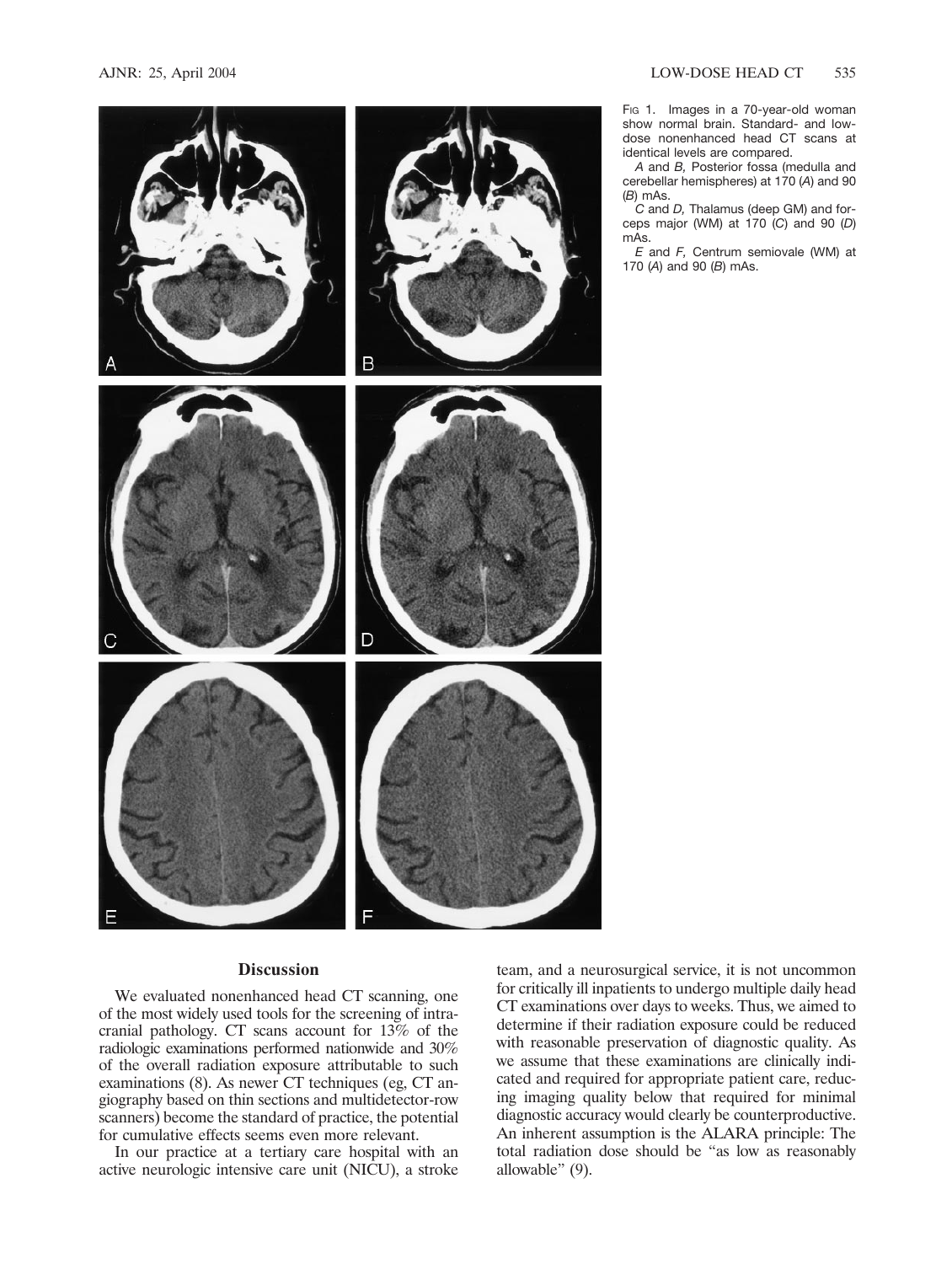FIG 1. Images in a 70-year-old woman show normal brain. Standard- and low-dose nonenhanced head CT scans at identical levels are compared.

*A* and *B*, Posterior fossa (medulla and cerebellar hemispheres) at 170 (*A*) and 90 (*B*) mAs.

*C* and *D*, Thalamus (deep GM) and forceps major (WM) at 170 (*C*) and 90 (*D*) mAs.

*E* and *F*, Centrum semiovale (WM) at 170 (*A*) and 90 (*B*) mAs.

## Discussion

We evaluated nonenhanced head CT scanning, one of the most widely used tools for the screening of intracranial pathology. CT scans account for 13% of the radiologic examinations performed nationwide and 30% of the overall radiation exposure attributable to such examinations (8). As newer CT techniques (eg, CT angiography based on thin sections and multidetector-row scanners) become the standard of practice, the potential for cumulative effects seems even more relevant.

In our practice at a tertiary care hospital with an active neurologic intensive care unit (NICU), a stroke team, and a neurosurgical service, it is not uncommon for critically ill inpatients to undergo multiple daily head CT examinations over days to weeks. Thus, we aimed to determine if their radiation exposure could be reduced with reasonable preservation of diagnostic quality. As we assume that these examinations are clinically indicated and required for appropriate patient care, reducing imaging quality below that required for minimal diagnostic accuracy would clearly be counterproductive. An inherent assumption is the ALARA principle: The total radiation dose should be "as low as reasonably allowable" (9).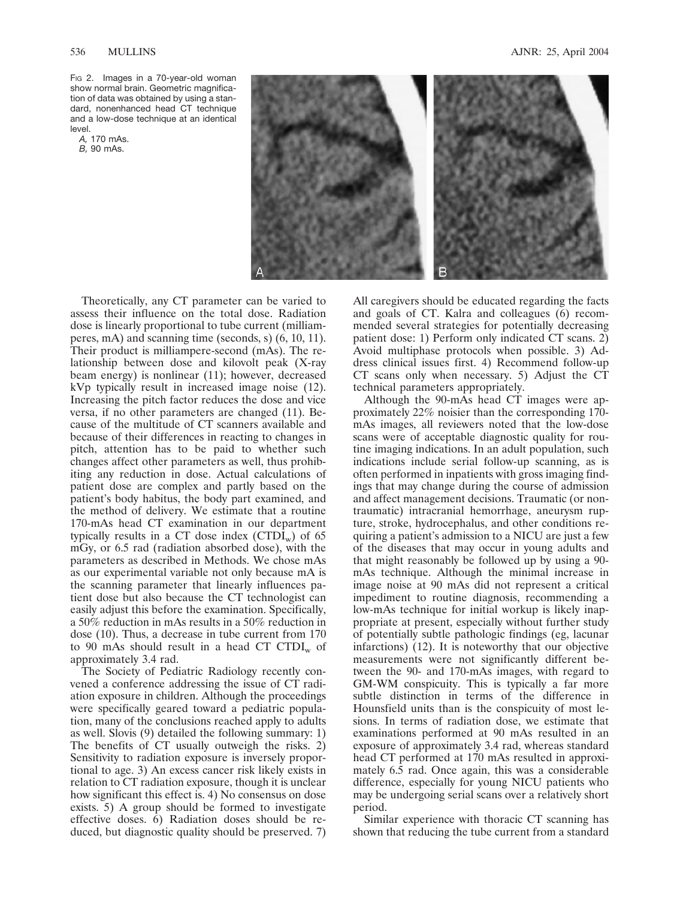Fig 2. Images in a 70-year-old woman show normal brain. Geometric magnification of data was obtained by using a standard, nonenhanced head CT technique and a low-dose technique at an identical level.

*A*, 170 mAs.

*B*, 90 mAs.

Theoretically, any CT parameter can be varied to assess their influence on the total dose. Radiation dose is linearly proportional to tube current (milliamperes, mA) and scanning time (seconds, s) (6, 10, 11). Their product is milliampere-second (mAs). The relationship between dose and kilovolt peak (X-ray beam energy) is nonlinear (11); however, decreased kVp typically result in increased image noise (12). Increasing the pitch factor reduces the dose and vice versa, if no other parameters are changed (11). Because of the multitude of CT scanners available and because of their differences in reacting to changes in pitch, attention has to be paid to whether such changes affect other parameters as well, thus prohibiting any reduction in dose. Actual calculations of patient dose are complex and partly based on the patient's body habitus, the body part examined, and the method of delivery. We estimate that a routine 170-mAs head CT examination in our department typically results in a CT dose index ($CTDI_w$) of 65 mGy, or 6.5 rad (radiation absorbed dose), with the parameters as described in Methods. We chose mAs as our experimental variable not only because mA is the scanning parameter that linearly influences patient dose but also because the CT technologist can easily adjust this before the examination. Specifically, a 50% reduction in mAs results in a 50% reduction in dose (10). Thus, a decrease in tube current from 170 to 90 mAs should result in a head CT $CTDI_w$ of approximately 3.4 rad.

The Society of Pediatric Radiology recently convened a conference addressing the issue of CT radiation exposure in children. Although the proceedings were specifically geared toward a pediatric population, many of the conclusions reached apply to adults as well. Slovis (9) detailed the following summary: 1) The benefits of CT usually outweigh the risks. 2) Sensitivity to radiation exposure is inversely proportional to age. 3) An excess cancer risk likely exists in relation to CT radiation exposure, though it is unclear how significant this effect is. 4) No consensus on dose exists. 5) A group should be formed to investigate effective doses. 6) Radiation doses should be reduced, but diagnostic quality should be preserved. 7) All caregivers should be educated regarding the facts and goals of CT. Kalra and colleagues (6) recommended several strategies for potentially decreasing patient dose: 1) Perform only indicated CT scans. 2) Avoid multiphase protocols when possible. 3) Address clinical issues first. 4) Recommend follow-up CT scans only when necessary. 5) Adjust the CT technical parameters appropriately.

Although the 90-mAs head CT images were approximately 22% noisier than the corresponding 170-mAs images, all reviewers noted that the low-dose scans were of acceptable diagnostic quality for routine imaging indications. In an adult population, such indications include serial follow-up scanning, as is often performed in inpatients with gross imaging findings that may change during the course of admission and affect management decisions. Traumatic (or nontraumatic) intracranial hemorrhage, aneurysm rupture, stroke, hydrocephalus, and other conditions requiring a patient's admission to a NICU are just a few of the diseases that may occur in young adults and that might reasonably be followed up by using a 90-mAs technique. Although the minimal increase in image noise at 90 mAs did not represent a critical impediment to routine diagnosis, recommending a low-mAs technique for initial workup is likely inappropriate at present, especially without further study of potentially subtle pathologic findings (eg, lacunar infarctions) (12). It is noteworthy that our objective measurements were not significantly different between the 90- and 170-mAs images, with regard to GM-WM conspicuity. This is typically a far more subtle distinction in terms of the difference in Hounsfield units than is the conspicuity of most lesions. In terms of radiation dose, we estimate that examinations performed at 90 mAs resulted in an exposure of approximately 3.4 rad, whereas standard head CT performed at 170 mAs resulted in approximately 6.5 rad. Once again, this was a considerable difference, especially for young NICU patients who may be undergoing serial scans over a relatively short period.

Similar experience with thoracic CT scanning has shown that reducing the tube current from a standard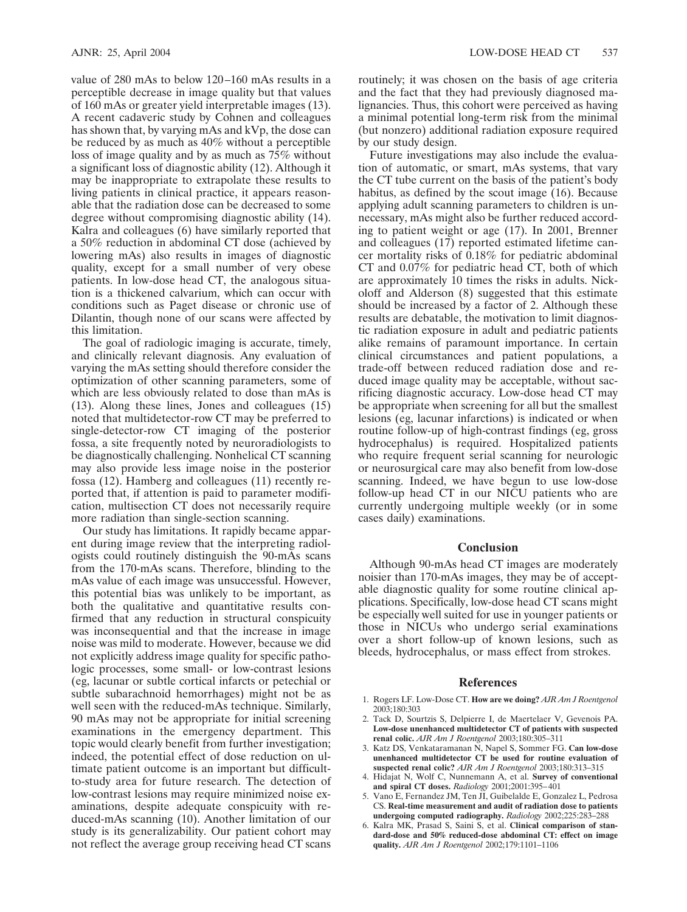value of 280 mAs to below 120–160 mAs results in a perceptible decrease in image quality but that values of 160 mAs or greater yield interpretable images (13). A recent cadaveric study by Cohnen and colleagues has shown that, by varying mAs and kVp, the dose can be reduced by as much as 40% without a perceptible loss of image quality and by as much as 75% without a significant loss of diagnostic ability (12). Although it may be inappropriate to extrapolate these results to living patients in clinical practice, it appears reasonable that the radiation dose can be decreased to some degree without compromising diagnostic ability (14). Kalra and colleagues (6) have similarly reported that a 50% reduction in abdominal CT dose (achieved by lowering mAs) also results in images of diagnostic quality, except for a small number of very obese patients. In low-dose head CT, the analogous situation is a thickened calvarium, which can occur with conditions such as Paget disease or chronic use of Dilantin, though none of our scans were affected by this limitation.

The goal of radiologic imaging is accurate, timely, and clinically relevant diagnosis. Any evaluation of varying the mAs setting should therefore consider the optimization of other scanning parameters, some of which are less obviously related to dose than mAs is (13). Along these lines, Jones and colleagues (15) noted that multidetector-row CT may be preferred to single-detector-row CT imaging of the posterior fossa, a site frequently noted by neuroradiologists to be diagnostically challenging. Nonhelical CT scanning may also provide less image noise in the posterior fossa (12). Hamberg and colleagues (11) recently reported that, if attention is paid to parameter modification, multisection CT does not necessarily require more radiation than single-section scanning.

Our study has limitations. It rapidly became apparent during image review that the interpreting radiologists could routinely distinguish the 90-mAs scans from the 170-mAs scans. Therefore, blinding to the mAs value of each image was unsuccessful. However, this potential bias was unlikely to be important, as both the qualitative and quantitative results confirmed that any reduction in structural conspicuity was inconsequential and that the increase in image noise was mild to moderate. However, because we did not explicitly address image quality for specific pathologic processes, some small- or low-contrast lesions (eg, lacunar or subtle cortical infarcts or petechial or subtle subarachnoid hemorrhages) might not be as well seen with the reduced-mAs technique. Similarly, 90 mAs may not be appropriate for initial screening examinations in the emergency department. This topic would clearly benefit from further investigation; indeed, the potential effect of dose reduction on ultimate patient outcome is an important but difficult-to-study area for future research. The detection of low-contrast lesions may require minimized noise examinations, despite adequate conspicuity with reduced-mAs scanning (10). Another limitation of our study is its generalizability. Our patient cohort may not reflect the average group receiving head CT scans routinely; it was chosen on the basis of age criteria and the fact that they had previously diagnosed malignancies. Thus, this cohort were perceived as having a minimal potential long-term risk from the minimal (but nonzero) additional radiation exposure required by our study design.

Future investigations may also include the evaluation of automatic, or smart, mAs systems, that vary the CT tube current on the basis of the patient's body habitus, as defined by the scout image (16). Because applying adult scanning parameters to children is unnecessary, mAs might also be further reduced according to patient weight or age (17). In 2001, Brenner and colleagues (17) reported estimated lifetime cancer mortality risks of 0.18% for pediatric abdominal CT and 0.07% for pediatric head CT, both of which are approximately 10 times the risks in adults. Nickoloff and Alderson (8) suggested that this estimate should be increased by a factor of 2. Although these results are debatable, the motivation to limit diagnostic radiation exposure in adult and pediatric patients alike remains of paramount importance. In certain clinical circumstances and patient populations, a trade-off between reduced radiation dose and reduced image quality may be acceptable, without sacrificing diagnostic accuracy. Low-dose head CT may be appropriate when screening for all but the smallest lesions (eg, lacunar infarctions) is indicated or when routine follow-up of high-contrast findings (eg, gross hydrocephalus) is required. Hospitalized patients who require frequent serial scanning for neurologic or neurosurgical care may also benefit from low-dose scanning. Indeed, we have begun to use low-dose follow-up head CT in our NICU patients who are currently undergoing multiple weekly (or in some cases daily) examinations.

## Conclusion

Although 90-mAs head CT images are moderately noisier than 170-mAs images, they may be of acceptable diagnostic quality for some routine clinical applications. Specifically, low-dose head CT scans might be especially well suited for use in younger patients or those in NICUs who undergo serial examinations over a short follow-up of known lesions, such as bleeds, hydrocephalus, or mass effect from strokes.

## References

1. Rogers LF. Low-Dose CT. **How are we doing?** *AJR Am J Roentgenol* 2003;180:303
2. Tack D, Sourtzis S, Delpierre I, de Maertelaer V, Gevenois PA. **Low-dose unenhanced multidetector CT of patients with suspected renal colic.** *AJR Am J Roentgenol* 2003;180:305–311
3. Katz DS, Venkataramanan N, Napel S, Sommer FG. **Can low-dose unenhanced multidetector CT be used for routine evaluation of suspected renal colic?** *AJR Am J Roentgenol* 2003;180:313–315
4. Hidajat N, Wolf C, Nunnemann A, et al. **Survey of conventional and spiral CT doses.** *Radiology* 2001;2001:395–401
5. Vano E, Fernandez JM, Ten JI, Guibelalde E, Gonzalez L, Pedrosa CS. **Real-time measurement and audit of radiation dose to patients undergoing computed radiography.** *Radiology* 2002;225:283–288
6. Kalra MK, Prasad S, Saini S, et al. **Clinical comparison of standard-dose and 50% reduced-dose abdominal CT: effect on image quality.** *AJR Am J Roentgenol* 2002;179:1101–1106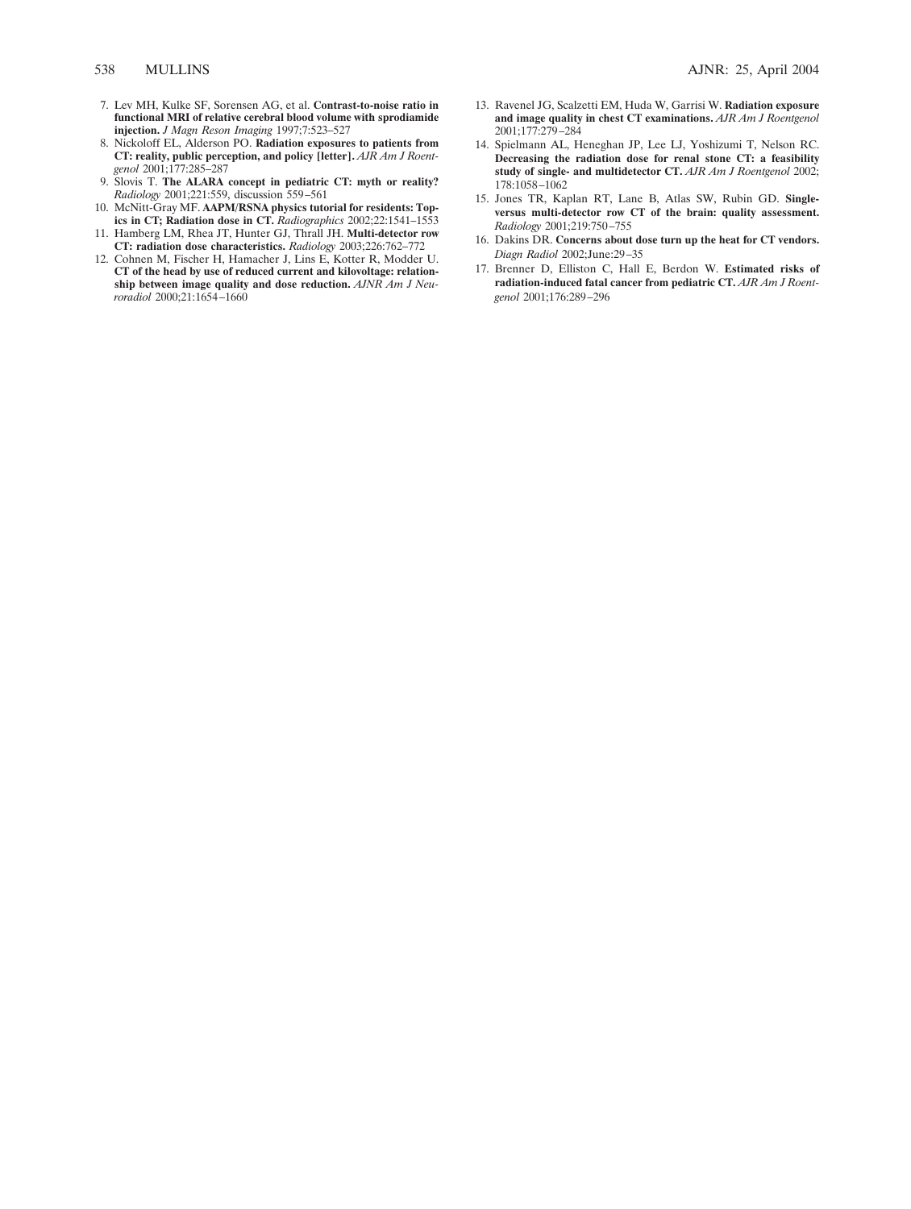7. Lev MH, Kulke SF, Sorensen AG, et al. **Contrast-to-noise ratio in functional MRI of relative cerebral blood volume with sprodiamide injection.** *J Magn Reson Imaging* 1997;7:523–527
8. Nickoloff EL, Alderson PO. **Radiation exposures to patients from CT: reality, public perception, and policy [letter].** *AJR Am J Roentgenol* 2001;177:285–287
9. Slovis T. **The ALARA concept in pediatric CT: myth or reality?** *Radiology* 2001;221:559, discussion 559–561
10. McNitt-Gray MF. **AAPM/RSNA physics tutorial for residents: Topics in CT; Radiation dose in CT.** *Radiographics* 2002;22:1541–1553
11. Hamberg LM, Rhea JT, Hunter GJ, Thrall JH. **Multi-detector row CT: radiation dose characteristics.** *Radiology* 2003;226:762–772
12. Cohnen M, Fischer H, Hamacher J, Lins E, Kotter R, Modder U. **CT of the head by use of reduced current and kilovoltage: relationship between image quality and dose reduction.** *AJNR Am J Neuroradiol* 2000;21:1654–1660
13. Ravenel JG, Scalzetti EM, Huda W, Garrisi W. **Radiation exposure and image quality in chest CT examinations.** *AJR Am J Roentgenol* 2001;177:279–284
14. Spielmann AL, Heneghan JP, Lee LJ, Yoshizumi T, Nelson RC. **Decreasing the radiation dose for renal stone CT: a feasibility study of single- and multidetector CT.** *AJR Am J Roentgenol* 2002; 178:1058–1062
15. Jones TR, Kaplan RT, Lane B, Atlas SW, Rubin GD. **Single- versus multi-detector row CT of the brain: quality assessment.** *Radiology* 2001;219:750–755
16. Dakins DR. **Concerns about dose turn up the heat for CT vendors.** *Diagn Radiol* 2002;June:29–35
17. Brenner D, Elliston C, Hall E, Berdon W. **Estimated risks of radiation-induced fatal cancer from pediatric CT.** *AJR Am J Roentgenol* 2001;176:289–296